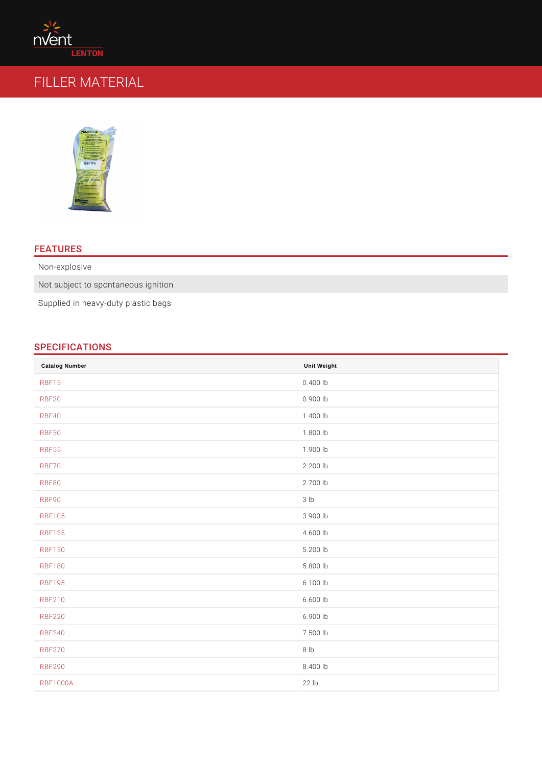# FILLER MATERIAL

## FEATURES

Non-explosive

Not subject to spontaneous ignition

Supplied in heavy-duty plastic bags

## SPECIFICATIONS

| Catalog Number | Unit Weight |
|---|---|
| RBF15 | 0.400 lb |
| RBF30 | 0.900 lb |
| RBF40 | 1.400 lb |
| RBF50 | 1.800 lb |
| RBF55 | 1.900 lb |
| RBF70 | 2.200 lb |
| RBF80 | 2.700 lb |
| RBF90 | 3 lb |
| RBF105 | 3.900 lb |
| RBF125 | 4.600 lb |
| RBF150 | 5.200 lb |
| RBF180 | 5.800 lb |
| RBF195 | 6.100 lb |
| RBF210 | 6.600 lb |
| RBF220 | 6.900 lb |
| RBF240 | 7.500 lb |
| RBF270 | 8 lb |
| RBF290 | 8.400 lb |
| RBF1000A | 22 lb |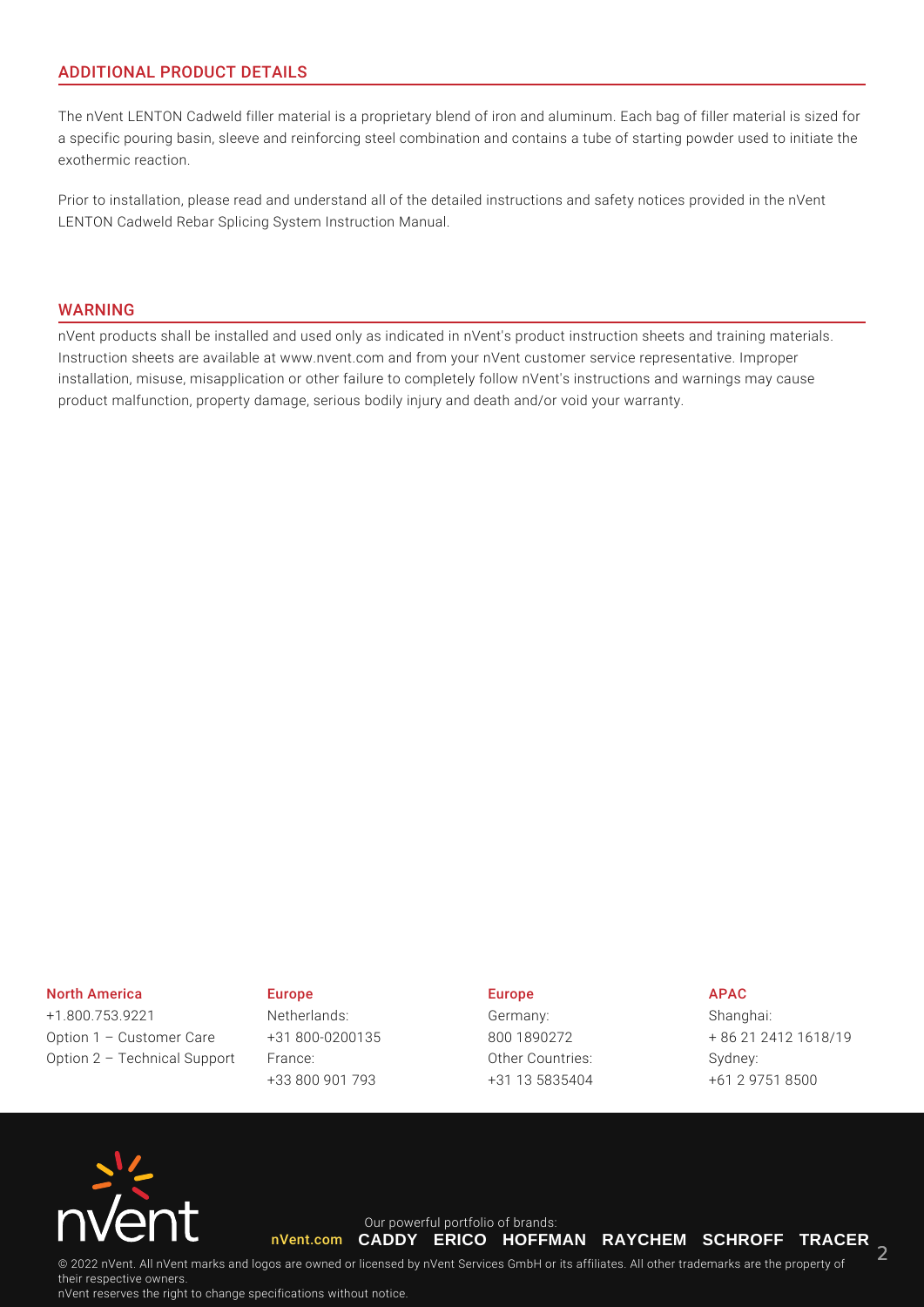## ADDITIONAL PRODUCT DETAILS

The nVent LENTON Cadweld filler material is a proprietary blend of iron and aluminum. Each bag of filler material is sized for a specific pouring basin, sleeve and reinforcing steel combination and contains a tube of starting powder used to initiate the exothermic reaction.

Prior to installation, please read and understand all of the detailed instructions and safety notices provided in the nVent LENTON Cadweld Rebar Splicing System Instruction Manual.

## WARNING

nVent products shall be installed and used only as indicated in nVent's product instruction sheets and training materials. Instruction sheets are available at www.nvent.com and from your nVent customer service representative. Improper installation, misuse, misapplication or other failure to completely follow nVent's instructions and warnings may cause product malfunction, property damage, serious bodily injury and death and/or void your warranty.

**North America**
+1.800.753.9221
Option 1 – Customer Care
Option 2 – Technical Support

**Europe**
Netherlands:
+31 800-0200135
France:
+33 800 901 793

**Europe**
Germany:
800 1890272
Other Countries:
+31 13 5835404

**APAC**
Shanghai:
+ 86 21 2412 1618/19
Sydney:
+61 2 9751 8500

Our powerful portfolio of brands:
nVent.com CADDY ERICO HOFFMAN RAYCHEM SCHROFF TRACER

© 2022 nVent. All nVent marks and logos are owned or licensed by nVent Services GmbH or its affiliates. All other trademarks are the property of their respective owners.
nVent reserves the right to change specifications without notice.